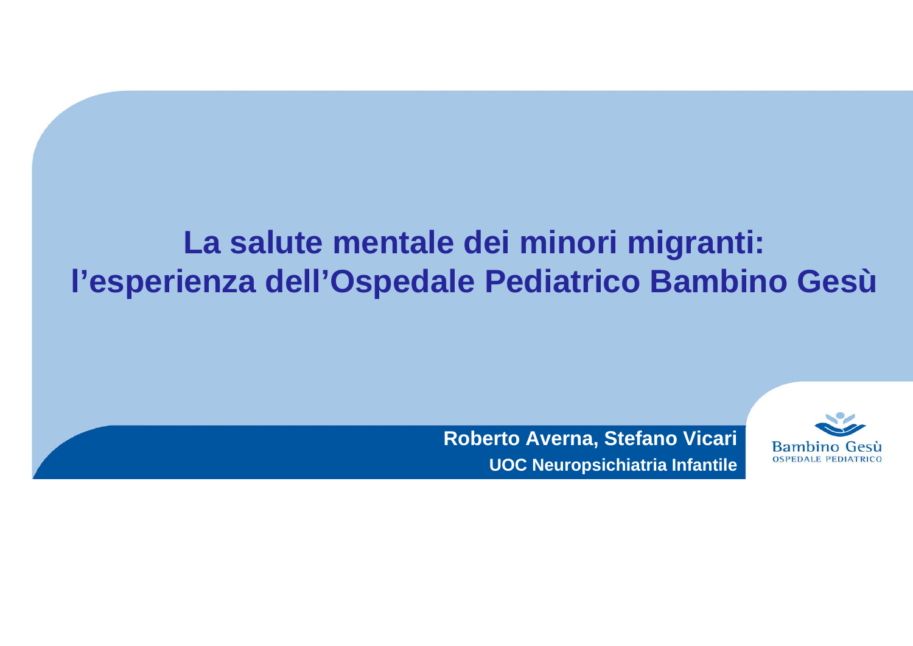# La salute mentale dei minori migranti: l'esperienza dell'Ospedale Pediatrico Bambino Gesù

**Roberto Averna, Stefano Vicari**

**UOC Neuropsichiatria Infantile**

Bambino Gesù
OSPEDALE PEDIATRICO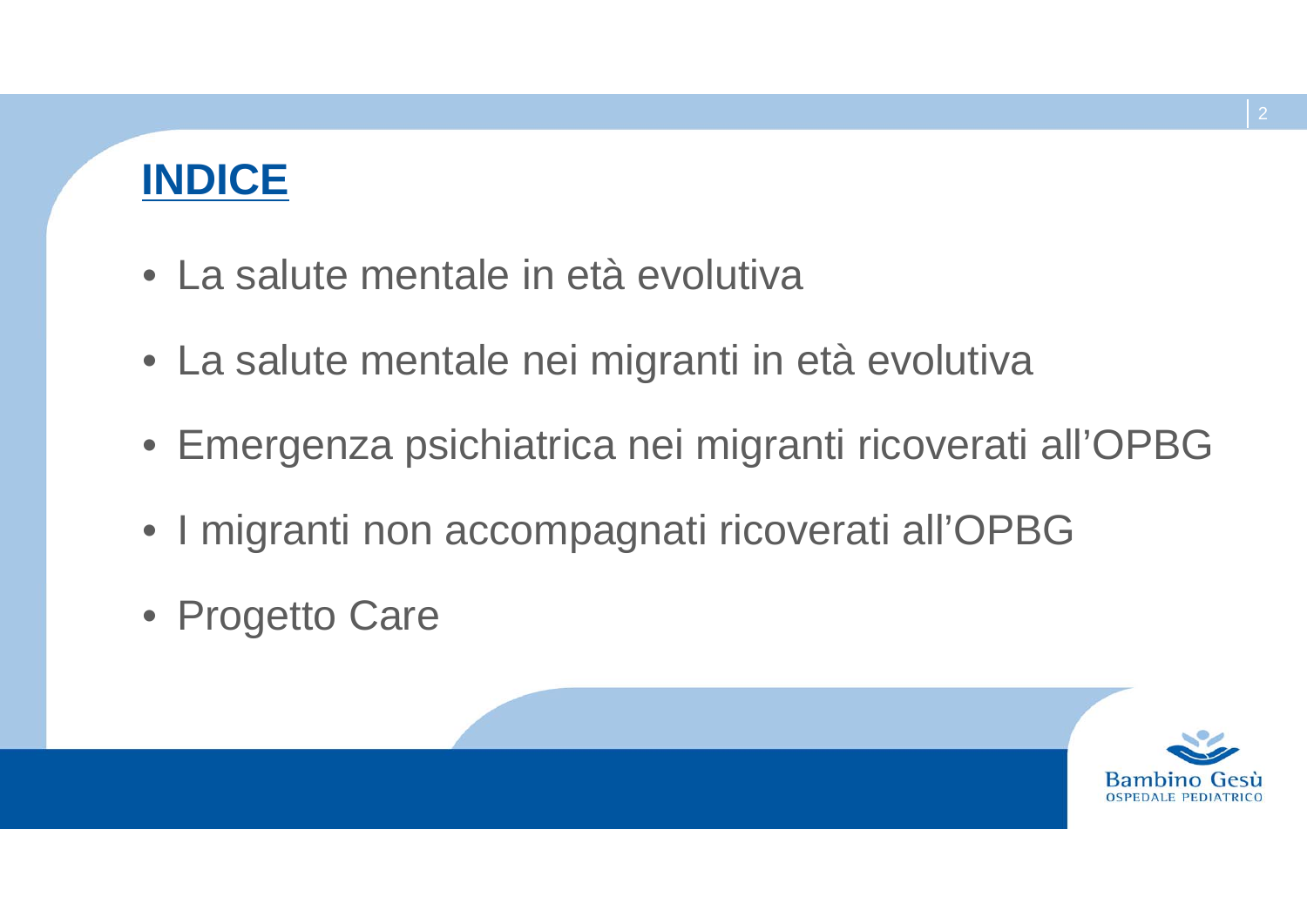# INDICE

- La salute mentale in età evolutiva
- La salute mentale nei migranti in età evolutiva
- Emergenza psichiatrica nei migranti ricoverati all'OPBG
- I migranti non accompagnati ricoverati all'OPBG
- Progetto Care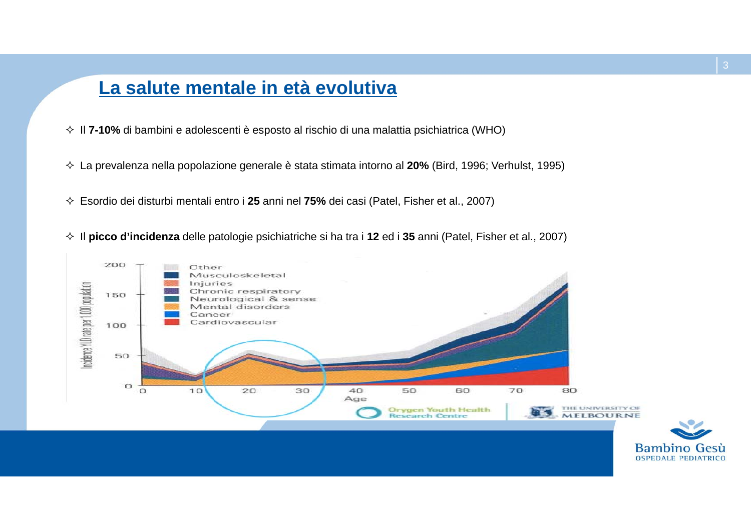## La salute mentale in età evolutiva

- Il **7-10%** di bambini e adolescenti è esposto al rischio di una malattia psichiatrica (WHO)
- La prevalenza nella popolazione generale è stata stimata intorno al **20%** (Bird, 1996; Verhulst, 1995)
- Esordio dei disturbi mentali entro i **25** anni nel **75%** dei casi (Patel, Fisher et al., 2007)
- Il **picco d'incidenza** delle patologie psichiatriche si ha tra i **12** ed i **35** anni (Patel, Fisher et al., 2007)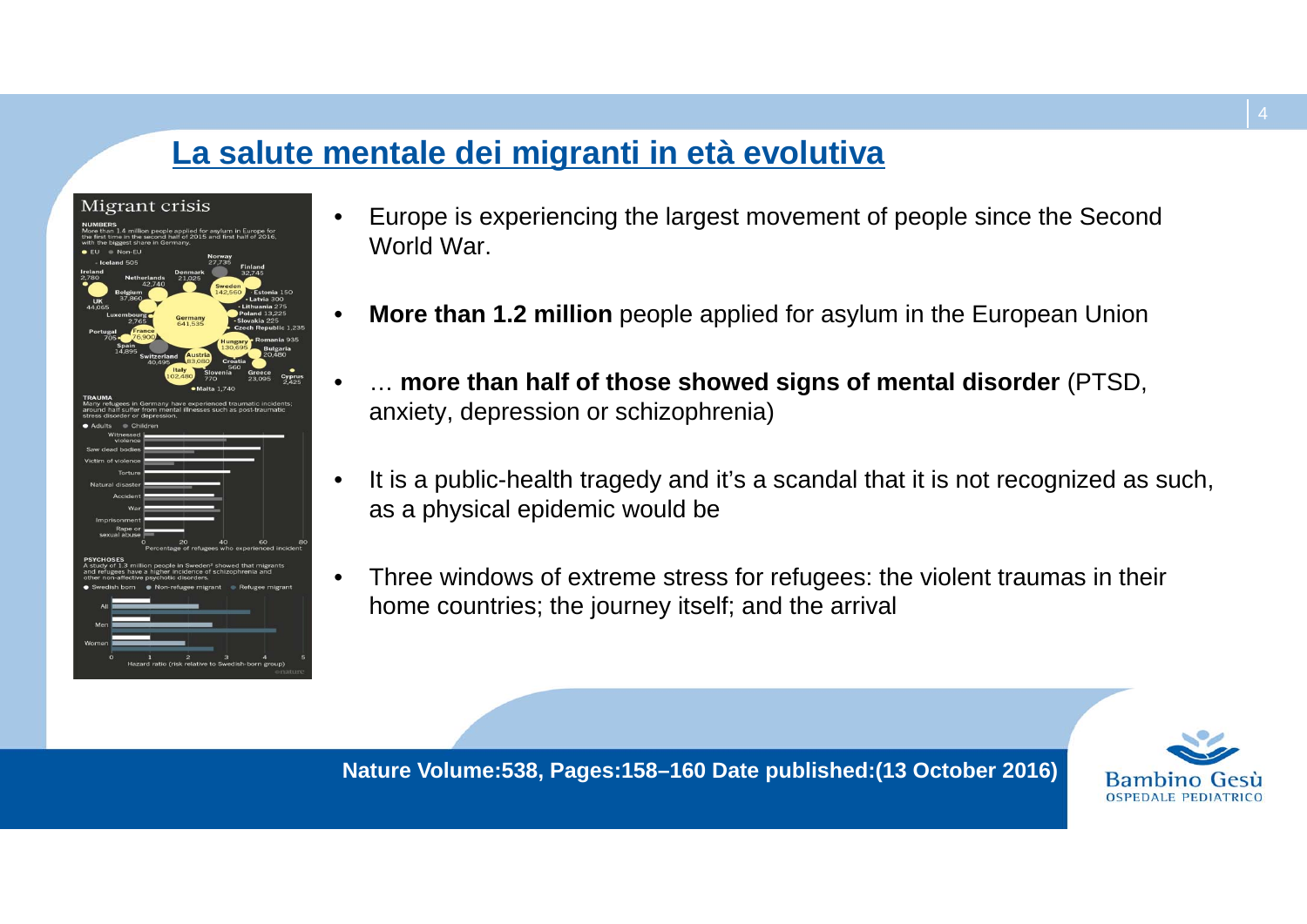## La salute mentale dei migranti in età evolutiva

- Europe is experiencing the largest movement of people since the Second World War.
- **More than 1.2 million** people applied for asylum in the European Union
- … **more than half of those showed signs of mental disorder** (PTSD, anxiety, depression or schizophrenia)
- It is a public-health tragedy and it's a scandal that it is not recognized as such, as a physical epidemic would be
- Three windows of extreme stress for refugees: the violent traumas in their home countries; the journey itself; and the arrival

**Nature Volume:538, Pages:158–160 Date published:(13 October 2016)**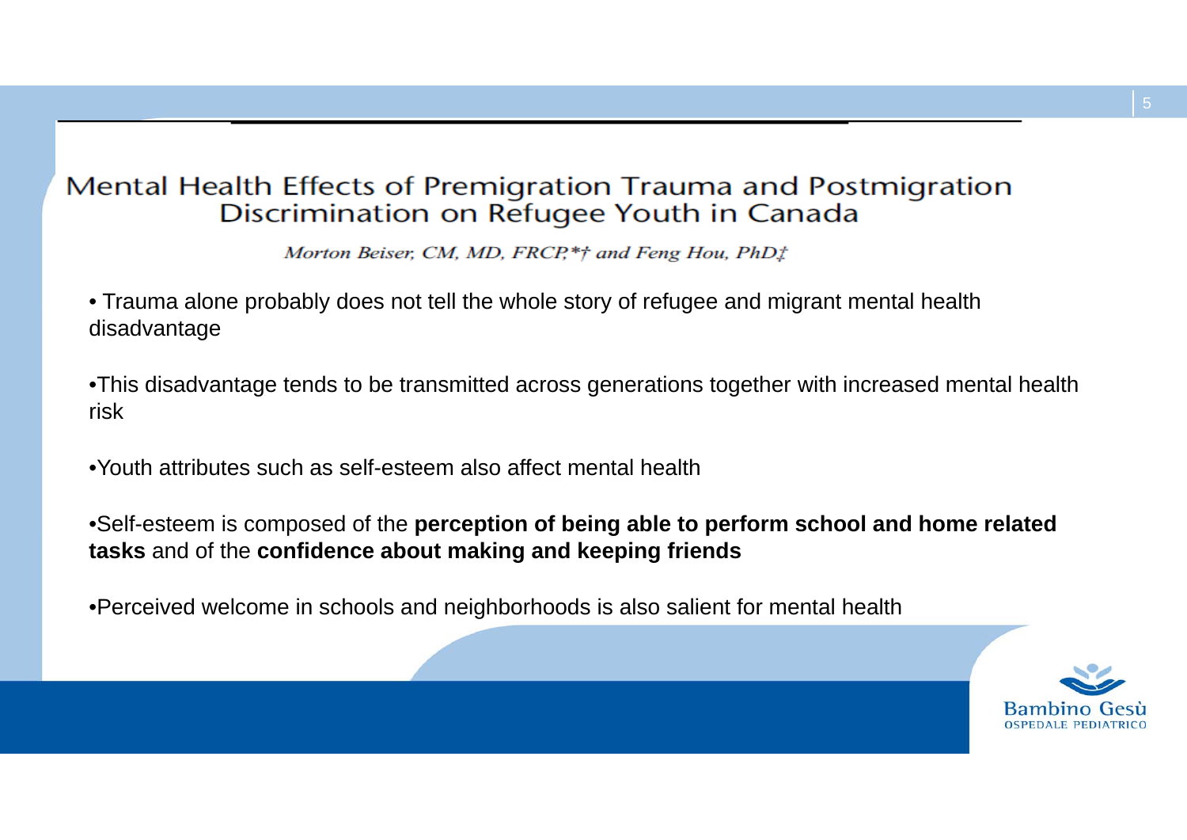# Mental Health Effects of Premigration Trauma and Postmigration Discrimination on Refugee Youth in Canada

*Morton Beiser, CM, MD, FRCP,*† and Feng Hou, PhD‡*

- Trauma alone probably does not tell the whole story of refugee and migrant mental health disadvantage
- This disadvantage tends to be transmitted across generations together with increased mental health risk
- Youth attributes such as self-esteem also affect mental health
- Self-esteem is composed of the **perception of being able to perform school and home related tasks** and of the **confidence about making and keeping friends**
- Perceived welcome in schools and neighborhoods is also salient for mental health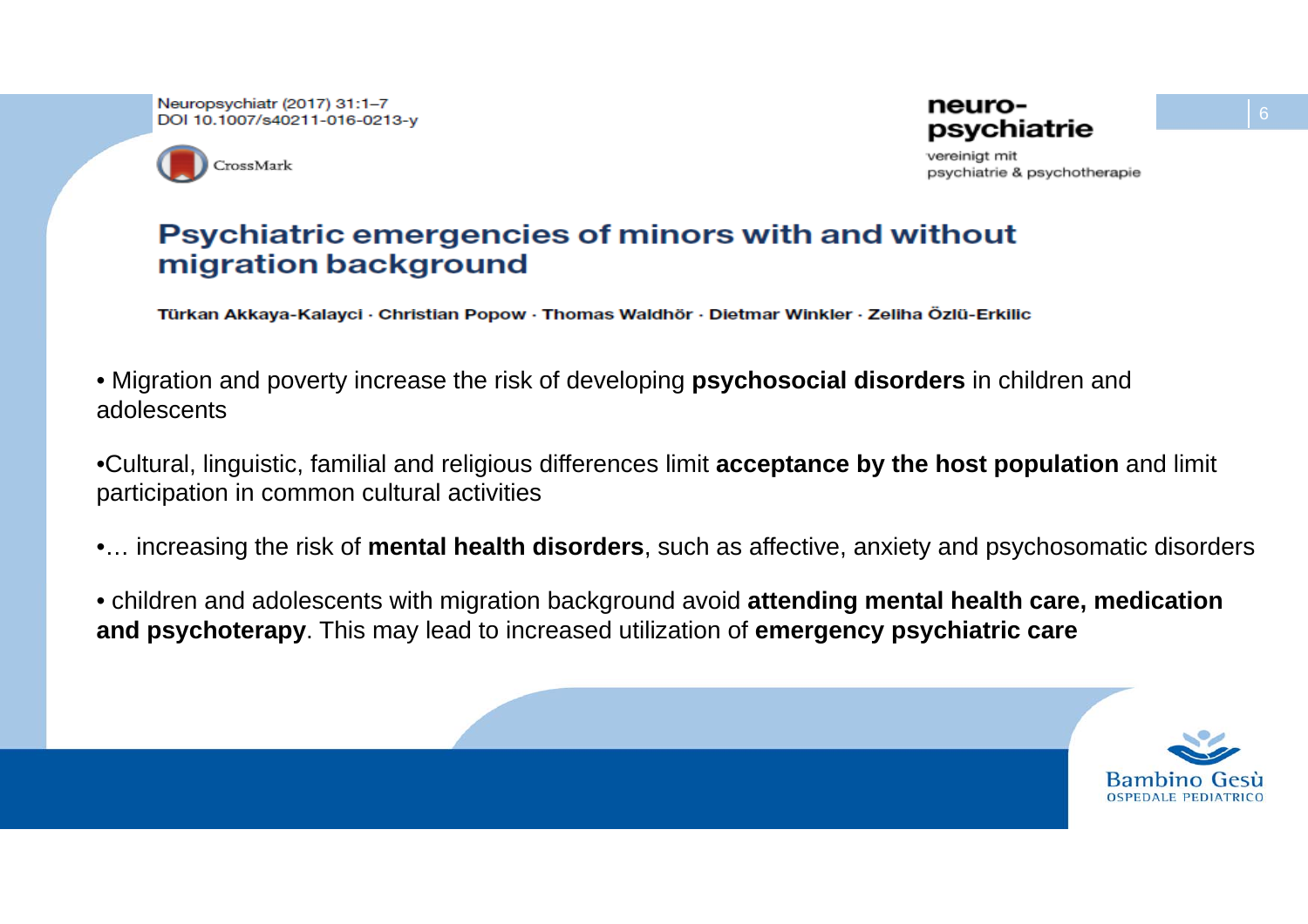Neuropsychiatr (2017) 31:1–7
DOI 10.1007/s40211-016-0213-y

CrossMark

**neuro-psychiatrie**
vereinigt mit
psychiatrie & psychotherapie

# Psychiatric emergencies of minors with and without migration background

**Türkan Akkaya-Kalayci · Christian Popow · Thomas Waldhör · Dietmar Winkler · Zeliha Özlü-Erkilic**

- Migration and poverty increase the risk of developing **psychosocial disorders** in children and adolescents
- Cultural, linguistic, familial and religious differences limit **acceptance by the host population** and limit participation in common cultural activities
- … increasing the risk of **mental health disorders**, such as affective, anxiety and psychosomatic disorders
- children and adolescents with migration background avoid **attending mental health care, medication and psychoterapy**. This may lead to increased utilization of **emergency psychiatric care**

Bambino Gesù
OSPEDALE PEDIATRICO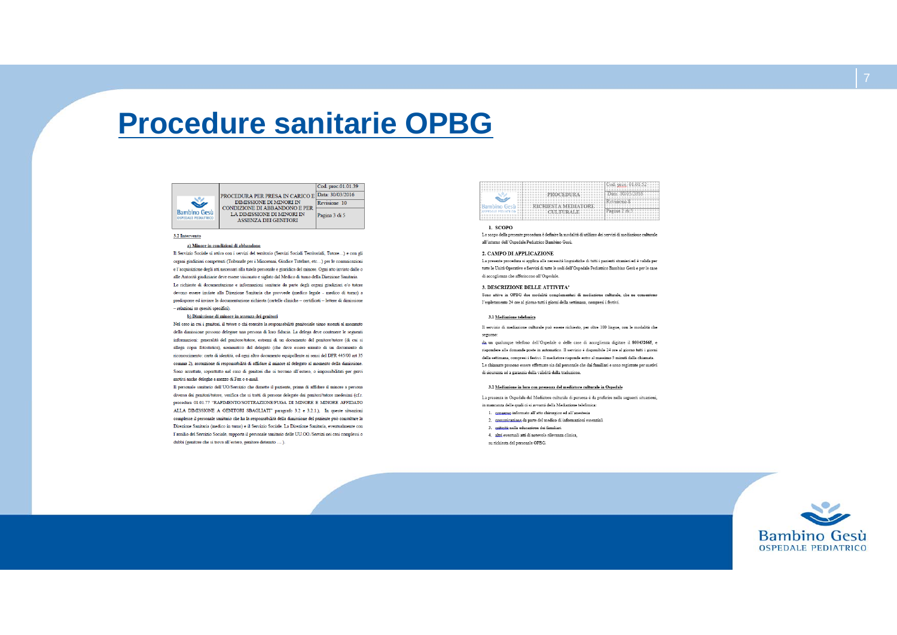# Procedure sanitarie OPBG

| Bambino Gesù OSPEDALE PEDIATRICO | PROCEDURA PER PRESA IN CARICO E DIMISSIONE DI MINORI IN CONDIZIONE DI ABBANDONO E PER LA DIMISSIONE DI MINORI IN ASSENZA DEI GENITORI | Cod. proc.01.01.39 |
|---|---|---|
| | | Data: 30/03/2016 |
| | | Revisione 10 |
| | | Pagina 3 di 5 |

**3.2 Intervento**

**a) Minore in condizioni di abbandono**

Il Servizio Sociale si attiva con i servizi del territorio (Servizi Sociali Territoriali, Tutore…) e con gli organi giudiziari competenti (Tribunale per i Minorenni, Giudice Tutelare, etc…) per le comunicazioni e l'acquisizione degli atti necessari alla tutela personale e giuridica del minore. Ogni atto inviato dalle o alle Autorità giudiziarie deve essere visionato e siglato dal Medico di turno della Direzione Sanitaria.

Le richieste di documentazione e informazioni sanitarie da parte degli organi giudiziari e/o tutore devono essere inviate alla Direzione Sanitaria che provvede (medico legale - medico di turno) a predisporre ed inviare la documentazione richiesta (cartelle cliniche – certificati – lettere di dimissione – relazioni su quesiti specifici).

**b) Dimissione di minore in assenza dei genitori**

Nel caso in cui i genitori, il tutore o chi esercita la responsabilità genitoriale siano assenti al momento della dimissione possono delegare una persona di loro fiducia. La delega deve contenere le seguenti informazioni: generalità del genitore/tutore, estremi di un documento del genitore/tutore (di cui si allega copia fotostatica), nominativo del delegato (che deve essere munito di un documento di riconoscimento: carta di identità, od ogni altro documento equipollente ai sensi del DPR 445/00 art 35 comma 2), assunzione di responsabilità di affidare il minore al delegato al momento della dimissione. Sono accettate, soprattutto nel caso di genitori che si trovano all'estero, o impossibilitati per gravi motivi anche deleghe a mezzo di Fax o e-mail.

Il personale sanitario dell'UO/Servizio che dimette il paziente, prima di affidare il minore a persona diversa dai genitori/tutore, verifica che si tratti di persone delegate dai genitori/tutore medesimi (cf.r. procedura 01.01.77 "RAPIMENTO/SOTTRAZIONE/FUGA DI MINORE E MINORE AFFIDATO ALLA DIMISSIONE A GENITORI SBAGLIATI" paragrafo 3.2 e 3.2.1.). In queste situazioni complesse il personale sanitario che ha la responsabilità della dimissione del paziente può consultare la Direzione Sanitaria (medico in turno) e il Servizio Sociale. La Direzione Sanitaria, eventualmente con l'ausilio del Servizio Sociale, supporta il personale sanitario delle UU.OO./Servizi nei casi complessi o dubbi (genitore che si trova all'estero, genitore detenuto … ).

| Bambino Gesù OSPEDALE PEDIATRICO | PROCEDURA RICHIESTA MEDIATORE CULTURALE | Cod. proc. 01.01.52 |
|---|---|---|
| | | Data: 30/03/2016 |
| | | Revisione 4 |
| | | Pagina 2 di 3 |

**1. SCOPO**

Lo scopo della presente procedura è definire la modalità di utilizzo dei servizi di mediazione culturale all'interno dell'Ospedale Pediatrico Bambino Gesù.

**2. CAMPO DI APPLICAZIONE**

La presente procedura si applica alle necessità linguistiche di tutti i pazienti stranieri ed è valida per tutte le Unità Operative e Servizi di tutte le sedi dell'Ospedale Pediatrico Bambino Gesù e per le case di accoglienza che afferiscono all'Ospedale.

**3. DESCRIZIONE DELLE ATTIVITA'**

Sono attive in OPBG due modalità complementari di mediazione culturale, che ne consentono l'espletamento 24 ore al giorno tutti i giorni della settimana, compresi i festivi.

**3.1 Mediazione telefonica**

Il servizio di mediazione culturale può essere richiesto, per oltre 100 lingue, con le modalità che seguono:

da un qualunque telefono dell'Ospedale o delle case di accoglienza digitare il 800432668, e rispondere alle domande poste in automatico. Il servizio è disponibile 24 ore al giorno tutti i giorni della settimana, compresi i festivi. Il mediatore risponde entro al massimo 5 minuti dalla chiamata. Le chiamate possono essere effettuate sia dal personale che dai familiari e sono registrate per motivi di sicurezza ed a garanzia della validità della traduzione.

**3.2 Mediazione in loco con presenza del mediatore culturale in Ospedale**

La presenza in Ospedale del Mediatore culturale di persona è da preferire nelle seguenti situazioni, in mancanza delle quali ci si avvarrà della Mediazione telefonica:

1. consenso informato all'atto chirurgico ed all'anestesia
2. comunicazione da parte del medico di informazioni essenziali
3. criticità nella educazione dei familiari
4. altri eventuali atti di notevole rilevanza clinica,

su richiesta del personale OPBG.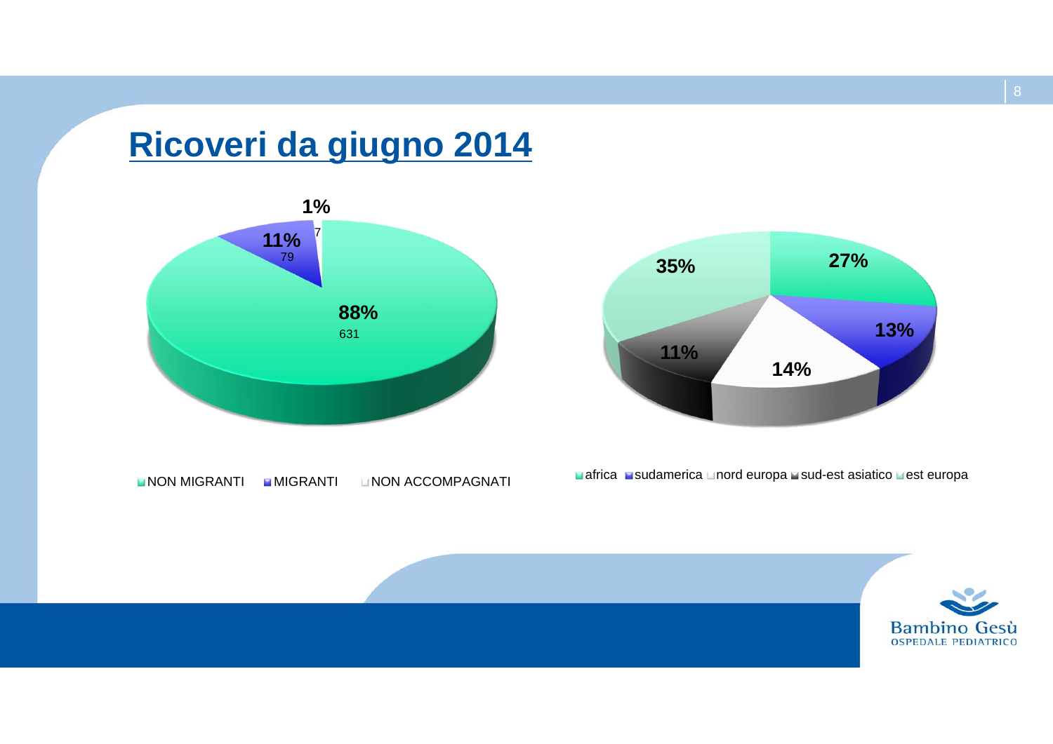# Ricoveri da giugno 2014

1%
7

11%
79

88%
631

NON MIGRANTI   MIGRANTI   NON ACCOMPAGNATI

35%   27%   13%   14%   11%

africa   sudamerica   nord europa   sud-est asiatico   est europa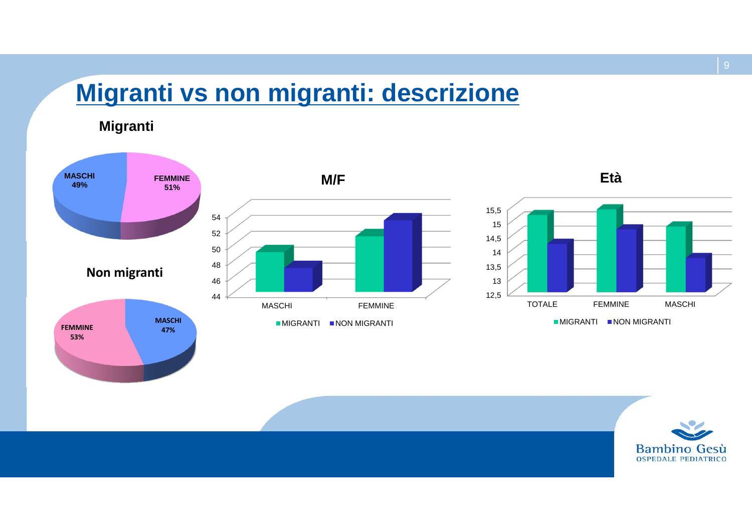# Migranti vs non migranti: descrizione

**Migranti**

MASCHI 49%
FEMMINE 51%

**Non migranti**

FEMMINE 53%
MASCHI 47%

**M/F**

54
52
50
48
46
44

MASCHI FEMMINE

MIGRANTI NON MIGRANTI

**Età**

15,5
15
14,5
14
13,5
13
12,5

TOTALE FEMMINE MASCHI

MIGRANTI NON MIGRANTI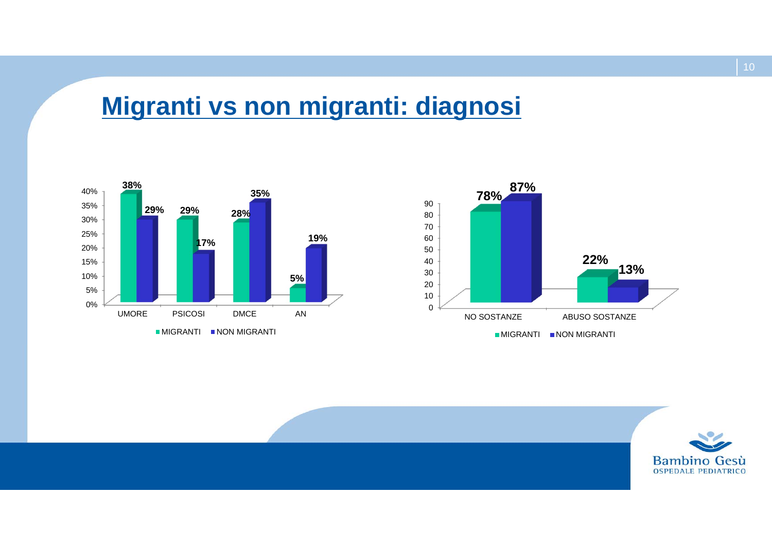# Migranti vs non migranti: diagnosi

| | MIGRANTI | NON MIGRANTI |
|---|---|---|
| UMORE | 38% | 29% |
| PSICOSI | 29% | 17% |
| DMCE | 28% | 35% |
| AN | 5% | 19% |

| | MIGRANTI | NON MIGRANTI |
|---|---|---|
| NO SOSTANZE | 78% | 87% |
| ABUSO SOSTANZE | 22% | 13% |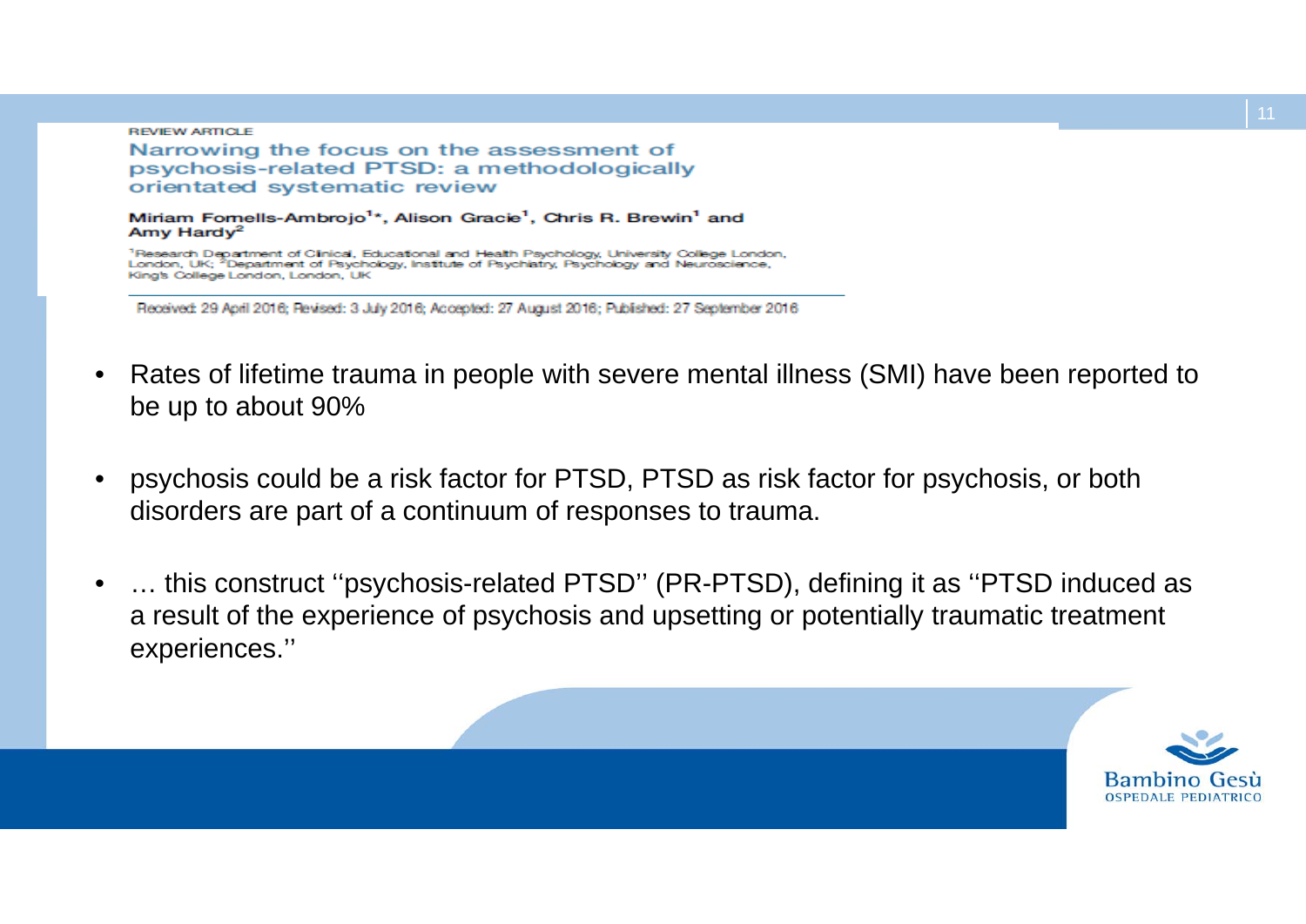REVIEW ARTICLE

## Narrowing the focus on the assessment of psychosis-related PTSD: a methodologically orientated systematic review

**Miriam Fornells-Ambrojo[1]*, Alison Gracie[1], Chris R. Brewin[1] and Amy Hardy[2]**

[1]Research Department of Clinical, Educational and Health Psychology, University College London, London, UK; [2]Department of Psychology, Institute of Psychiatry, Psychology and Neuroscience, King's College London, London, UK

Received: 29 April 2016; Revised: 3 July 2016; Accepted: 27 August 2016; Published: 27 September 2016

- Rates of lifetime trauma in people with severe mental illness (SMI) have been reported to be up to about 90%
- psychosis could be a risk factor for PTSD, PTSD as risk factor for psychosis, or both disorders are part of a continuum of responses to trauma.
- … this construct ''psychosis-related PTSD'' (PR-PTSD), defining it as ''PTSD induced as a result of the experience of psychosis and upsetting or potentially traumatic treatment experiences.''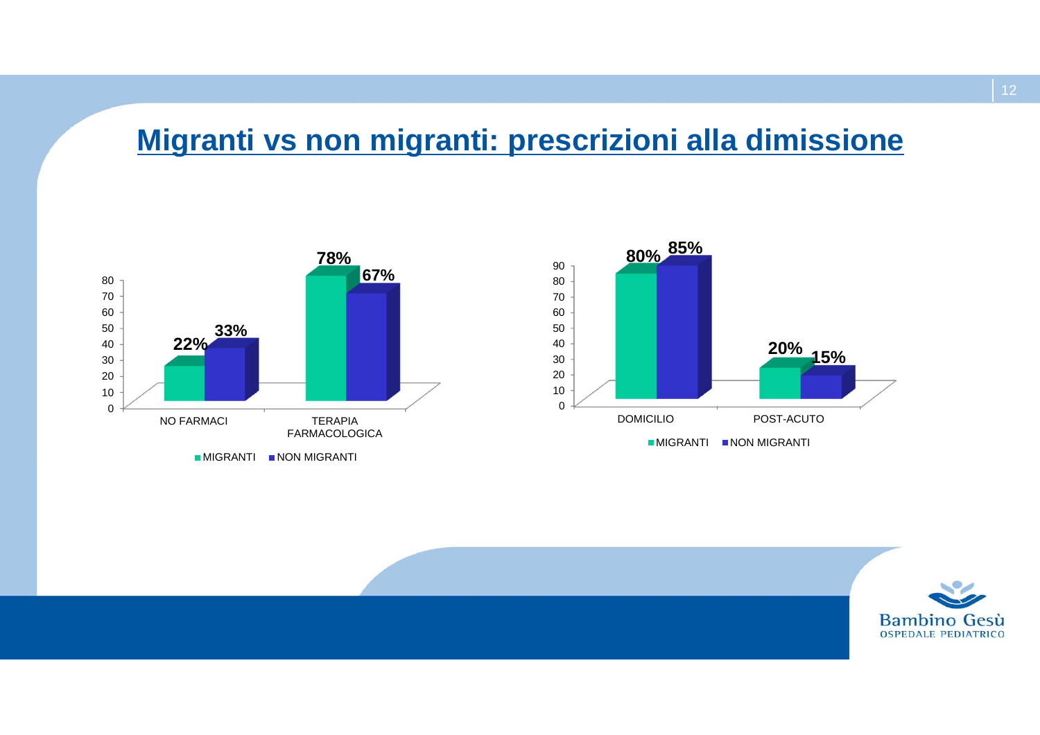## Migranti vs non migranti: prescrizioni alla dimissione

| | MIGRANTI | NON MIGRANTI |
|---|---|---|
| NO FARMACI | 22% | 33% |
| TERAPIA FARMACOLOGICA | 78% | 67% |

| | MIGRANTI | NON MIGRANTI |
|---|---|---|
| DOMICILIO | 80% | 85% |
| POST-ACUTO | 20% | 15% |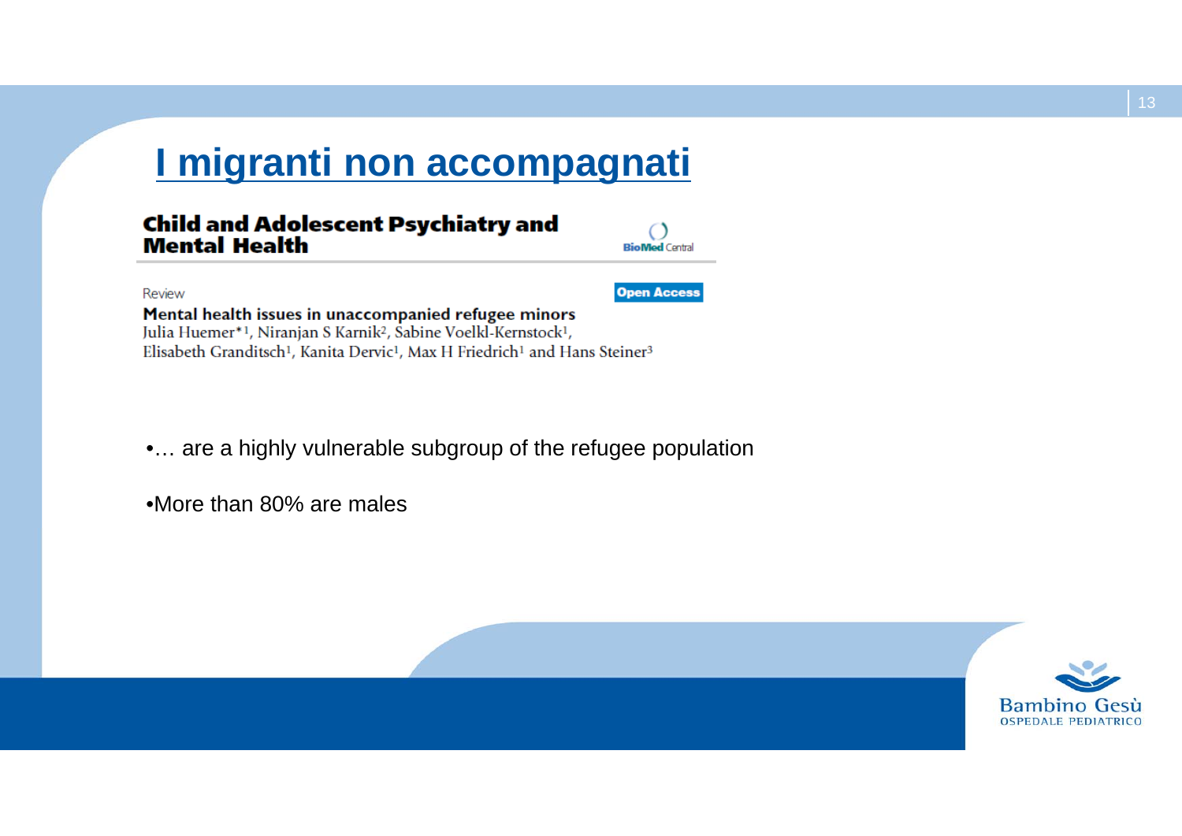# I migranti non accompagnati

**Child and Adolescent Psychiatry and Mental Health**

BioMed Central

Review

Open Access

**Mental health issues in unaccompanied refugee minors**

Julia Huemer*[1], Niranjan S Karnik[2], Sabine Voelkl-Kernstock[1], Elisabeth Granditsch[1], Kanita Dervic[1], Max H Friedrich[1] and Hans Steiner[3]

- … are a highly vulnerable subgroup of the refugee population
- More than 80% are males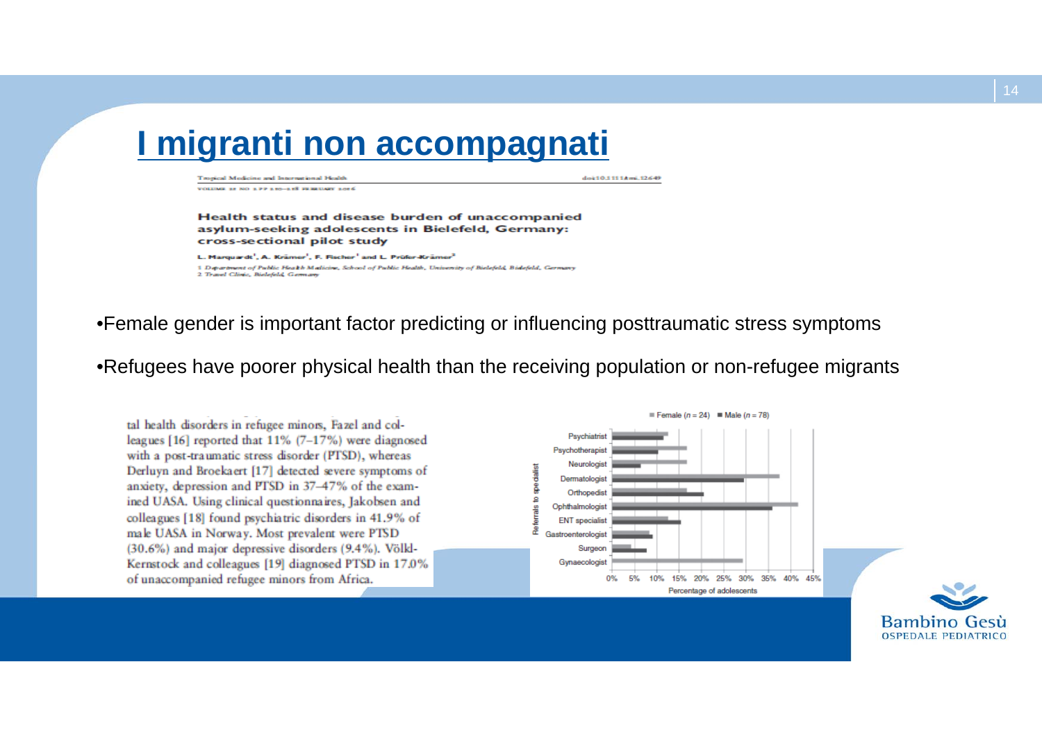# I migranti non accompagnati

Tropical Medicine and International Health doi:10.1111/tmi.12649

VOLUME 21 NO 2 PP 210–218 FEBRUARY 2016

**Health status and disease burden of unaccompanied asylum-seeking adolescents in Bielefeld, Germany: cross-sectional pilot study**

L. Marquardt[1], A. Krämer[1], F. Fischer[1] and L. Prüfer-Krämer[2]

1 Department of Public Health Medicine, School of Public Health, University of Bielefeld, Bielefeld, Germany
2 Travel Clinic, Bielefeld, Germany

- Female gender is important factor predicting or influencing posttraumatic stress symptoms
- Refugees have poorer physical health than the receiving population or non-refugee migrants

tal health disorders in refugee minors, Fazel and colleagues [16] reported that 11% (7–17%) were diagnosed with a post-traumatic stress disorder (PTSD), whereas Derluyn and Broekaert [17] detected severe symptoms of anxiety, depression and PTSD in 37–47% of the examined UASA. Using clinical questionnaires, Jakobsen and colleagues [18] found psychiatric disorders in 41.9% of male UASA in Norway. Most prevalent were PTSD (30.6%) and major depressive disorders (9.4%). Völkl-Kernstock and colleagues [19] diagnosed PTSD in 17.0% of unaccompanied refugee minors from Africa.

Female ($n = 24$) ■ Male ($n = 78$)

Referrals to specialist: Psychiatrist, Psychotherapist, Neurologist, Dermatologist, Orthopedist, Ophthalmologist, ENT specialist, Gastroenterologist, Surgeon, Gynaecologist

0% 5% 10% 15% 20% 25% 30% 35% 40% 45%

Percentage of adolescents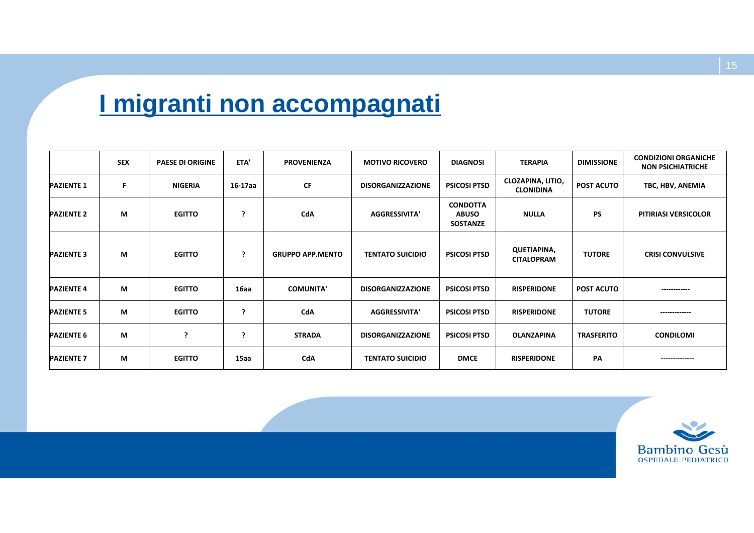# I migranti non accompagnati

| | SEX | PAESE DI ORIGINE | ETA' | PROVENIENZA | MOTIVO RICOVERO | DIAGNOSI | TERAPIA | DIMISSIONE | CONDIZIONI ORGANICHE NON PSICHIATRICHE |
|---|---|---|---|---|---|---|---|---|---|
| PAZIENTE 1 | F | NIGERIA | 16-17aa | CF | DISORGANIZZAZIONE | PSICOSI PTSD | CLOZAPINA, LITIO, CLONIDINA | POST ACUTO | TBC, HBV, ANEMIA |
| PAZIENTE 2 | M | EGITTO | ? | CdA | AGGRESSIVITA' | CONDOTTA ABUSO SOSTANZE | NULLA | PS | PITIRIASI VERSICOLOR |
| PAZIENTE 3 | M | EGITTO | ? | GRUPPO APP.MENTO | TENTATO SUICIDIO | PSICOSI PTSD | QUETIAPINA, CITALOPRAM | TUTORE | CRISI CONVULSIVE |
| PAZIENTE 4 | M | EGITTO | 16aa | COMUNITA' | DISORGANIZZAZIONE | PSICOSI PTSD | RISPERIDONE | POST ACUTO | ------------ |
| PAZIENTE 5 | M | EGITTO | ? | CdA | AGGRESSIVITA' | PSICOSI PTSD | RISPERIDONE | TUTORE | ------------- |
| PAZIENTE 6 | M | ? | ? | STRADA | DISORGANIZZAZIONE | PSICOSI PTSD | OLANZAPINA | TRASFERITO | CONDILOMI |
| PAZIENTE 7 | M | EGITTO | 15aa | CdA | TENTATO SUICIDIO | DMCE | RISPERIDONE | PA | -------------- |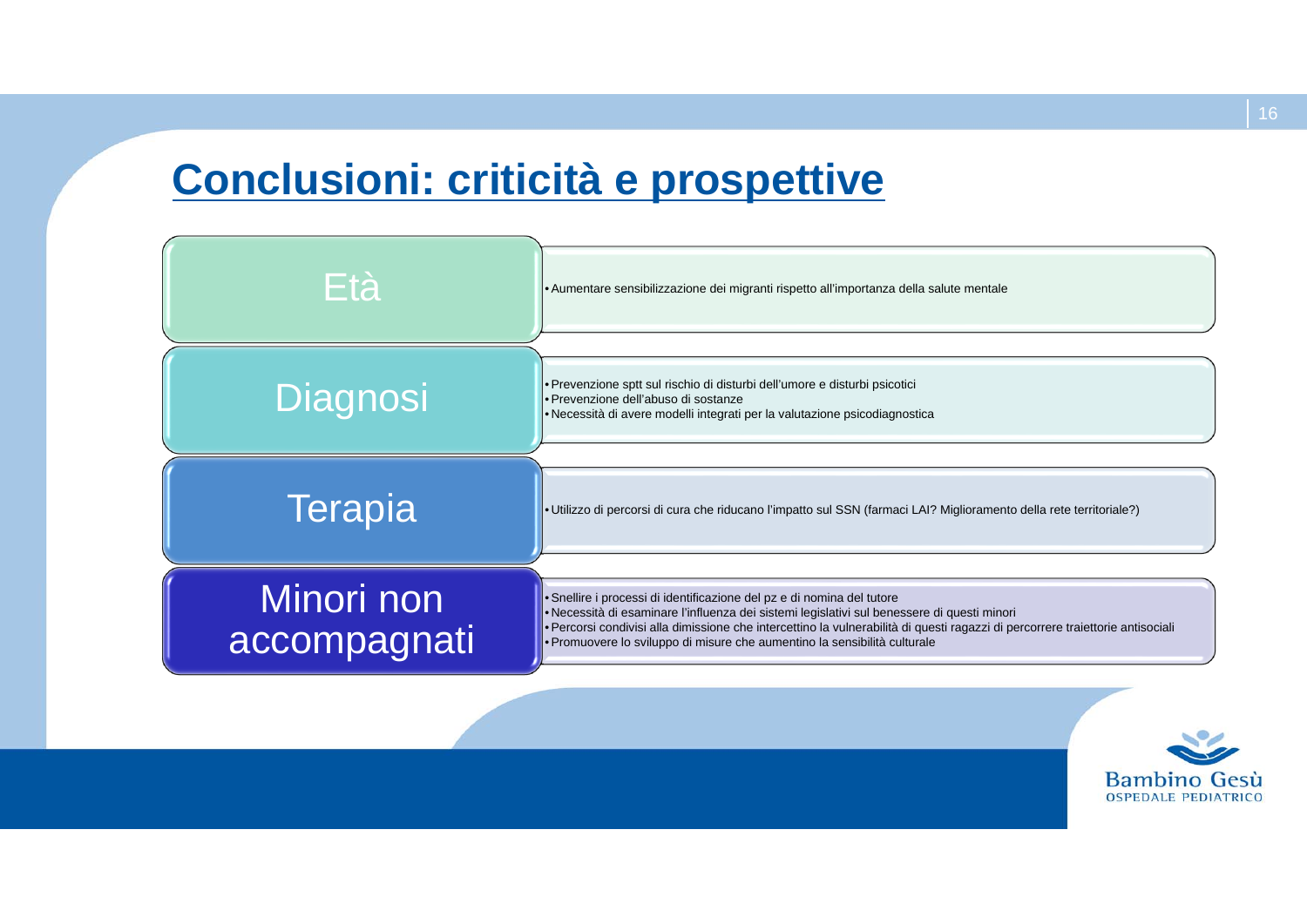# Conclusioni: criticità e prospettive

## Età

- Aumentare sensibilizzazione dei migranti rispetto all'importanza della salute mentale

## Diagnosi

- Prevenzione sptt sul rischio di disturbi dell'umore e disturbi psicotici
- Prevenzione dell'abuso di sostanze
- Necessità di avere modelli integrati per la valutazione psicodiagnostica

## Terapia

- Utilizzo di percorsi di cura che riducano l'impatto sul SSN (farmaci LAI? Miglioramento della rete territoriale?)

## Minori non accompagnati

- Snellire i processi di identificazione del pz e di nomina del tutore
- Necessità di esaminare l'influenza dei sistemi legislativi sul benessere di questi minori
- Percorsi condivisi alla dimissione che intercettino la vulnerabilità di questi ragazzi di percorrere traiettorie antisociali
- Promuovere lo sviluppo di misure che aumentino la sensibilità culturale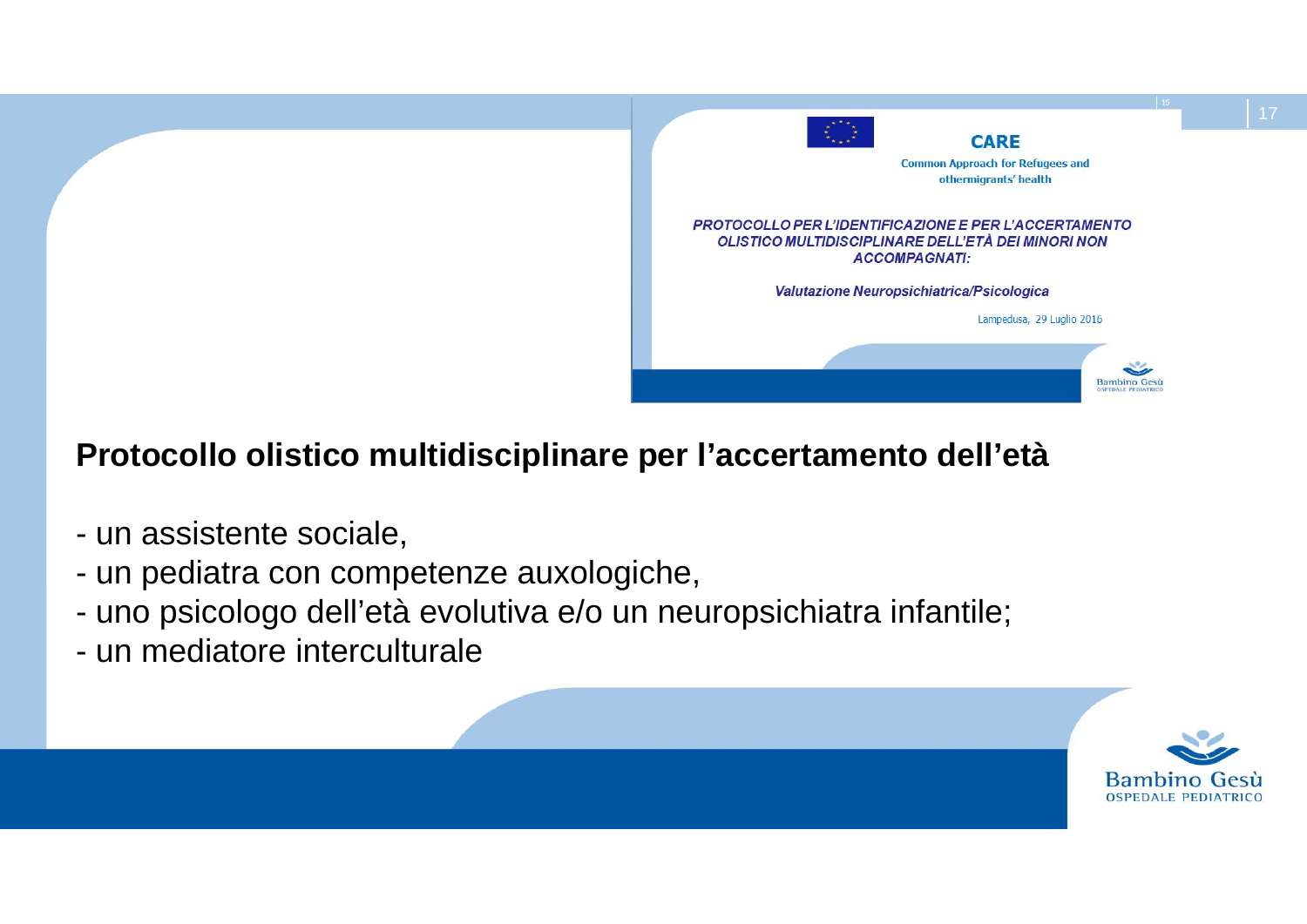**CARE**

Common Approach for Refugees and othermigrants' health

***PROTOCOLLO PER L'IDENTIFICAZIONE E PER L'ACCERTAMENTO OLISTICO MULTIDISCIPLINARE DELL'ETÀ DEI MINORI NON ACCOMPAGNATI:***

***Valutazione Neuropsichiatrica/Psicologica***

Lampedusa, 29 Luglio 2016

## Protocollo olistico multidisciplinare per l'accertamento dell'età

- un assistente sociale,
- un pediatra con competenze auxologiche,
- uno psicologo dell'età evolutiva e/o un neuropsichiatra infantile;
- un mediatore interculturale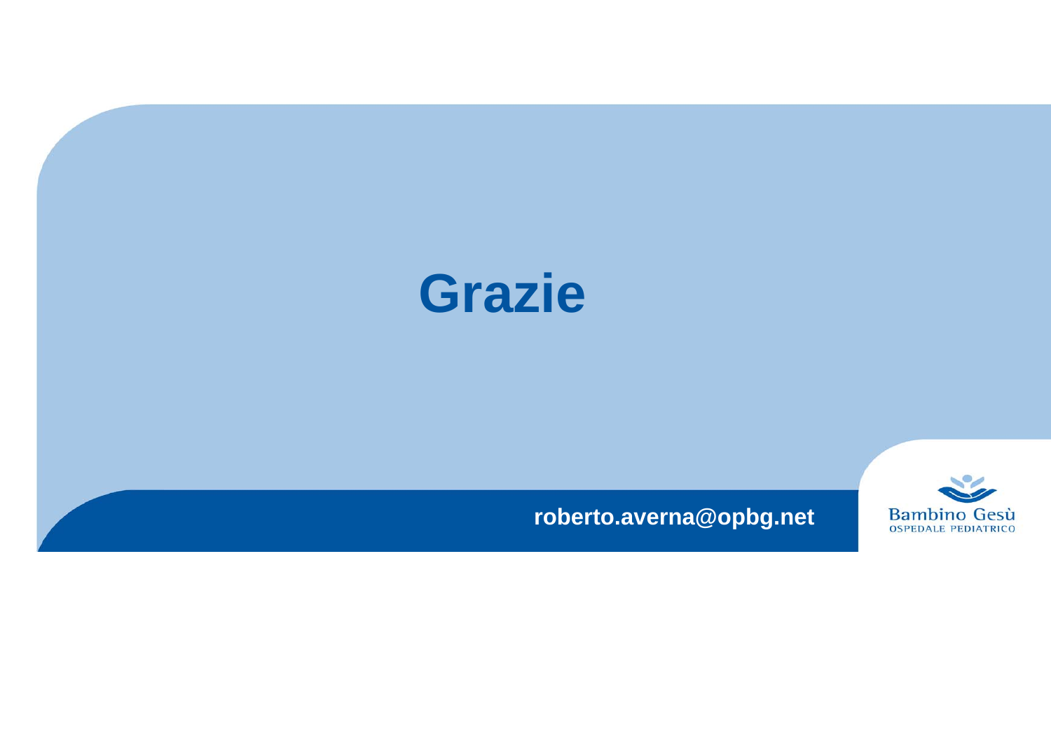# Grazie

**roberto.averna@opbg.net**

Bambino Gesù
OSPEDALE PEDIATRICO